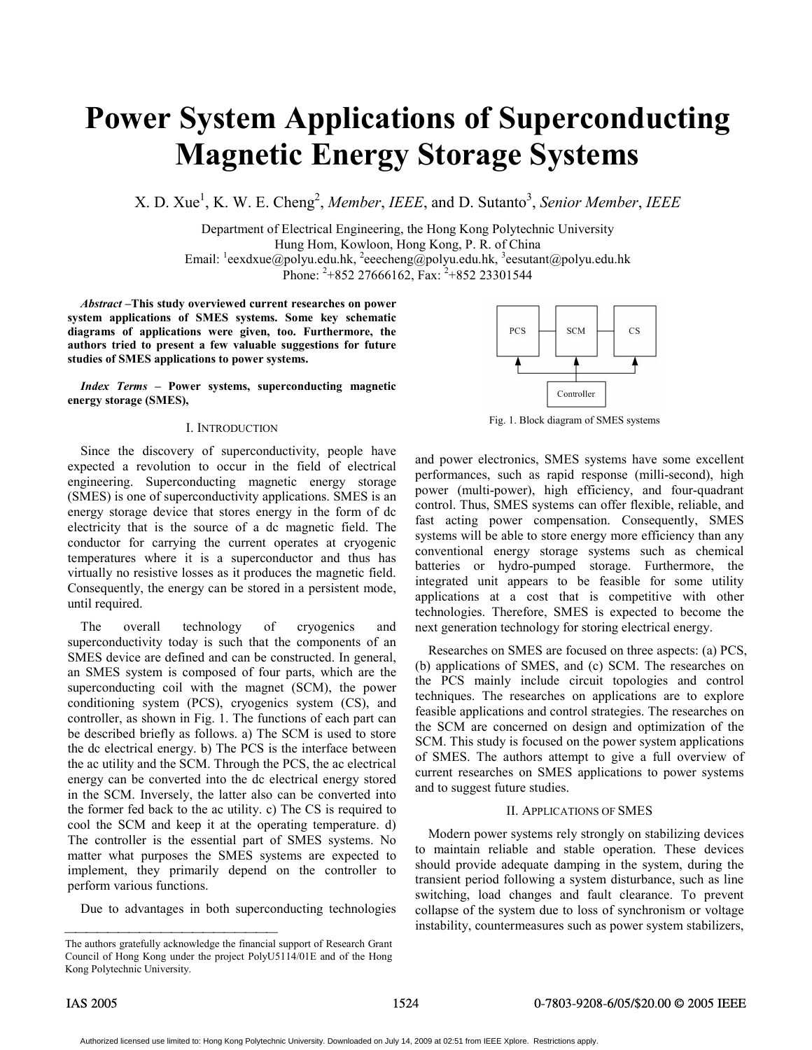# Power System Applications of Superconducting Magnetic Energy Storage Systems

X. D. Xue[1], K. W. E. Cheng[2], *Member*, *IEEE*, and D. Sutanto[3], *Senior Member*, *IEEE*

Department of Electrical Engineering, the Hong Kong Polytechnic University
Hung Hom, Kowloon, Hong Kong, P. R. of China
Email: [1]eexdxue@polyu.edu.hk, [2]eeecheng@polyu.edu.hk, [3]eesutant@polyu.edu.hk
Phone: [2]+852 27666162, Fax: [2]+852 23301544

***Abstract* –This study overviewed current researches on power system applications of SMES systems. Some key schematic diagrams of applications were given, too. Furthermore, the authors tried to present a few valuable suggestions for future studies of SMES applications to power systems.**

***Index Terms* – Power systems, superconducting magnetic energy storage (SMES),**

## I. Introduction

Since the discovery of superconductivity, people have expected a revolution to occur in the field of electrical engineering. Superconducting magnetic energy storage (SMES) is one of superconductivity applications. SMES is an energy storage device that stores energy in the form of dc electricity that is the source of a dc magnetic field. The conductor for carrying the current operates at cryogenic temperatures where it is a superconductor and thus has virtually no resistive losses as it produces the magnetic field. Consequently, the energy can be stored in a persistent mode, until required.

The overall technology of cryogenics and superconductivity today is such that the components of an SMES device are defined and can be constructed. In general, an SMES system is composed of four parts, which are the superconducting coil with the magnet (SCM), the power conditioning system (PCS), cryogenics system (CS), and controller, as shown in Fig. 1. The functions of each part can be described briefly as follows. a) The SCM is used to store the dc electrical energy. b) The PCS is the interface between the ac utility and the SCM. Through the PCS, the ac electrical energy can be converted into the dc electrical energy stored in the SCM. Inversely, the latter also can be converted into the former fed back to the ac utility. c) The CS is required to cool the SCM and keep it at the operating temperature. d) The controller is the essential part of SMES systems. No matter what purposes the SMES systems are expected to implement, they primarily depend on the controller to perform various functions.

Due to advantages in both superconducting technologies and power electronics, SMES systems have some excellent performances, such as rapid response (milli-second), high power (multi-power), high efficiency, and four-quadrant control. Thus, SMES systems can offer flexible, reliable, and fast acting power compensation. Consequently, SMES systems will be able to store energy more efficiency than any conventional energy storage systems such as chemical batteries or hydro-pumped storage. Furthermore, the integrated unit appears to be feasible for some utility applications at a cost that is competitive with other technologies. Therefore, SMES is expected to become the next generation technology for storing electrical energy.

PCS　SCM　CS

Controller

Fig. 1. Block diagram of SMES systems

Researches on SMES are focused on three aspects: (a) PCS, (b) applications of SMES, and (c) SCM. The researches on the PCS mainly include circuit topologies and control techniques. The researches on applications are to explore feasible applications and control strategies. The researches on the SCM are concerned on design and optimization of the SCM. This study is focused on the power system applications of SMES. The authors attempt to give a full overview of current researches on SMES applications to power systems and to suggest future studies.

## II. Applications of SMES

Modern power systems rely strongly on stabilizing devices to maintain reliable and stable operation. These devices should provide adequate damping in the system, during the transient period following a system disturbance, such as line switching, load changes and fault clearance. To prevent collapse of the system due to loss of synchronism or voltage instability, countermeasures such as power system stabilizers,

The authors gratefully acknowledge the financial support of Research Grant Council of Hong Kong under the project PolyU5114/01E and of the Hong Kong Polytechnic University.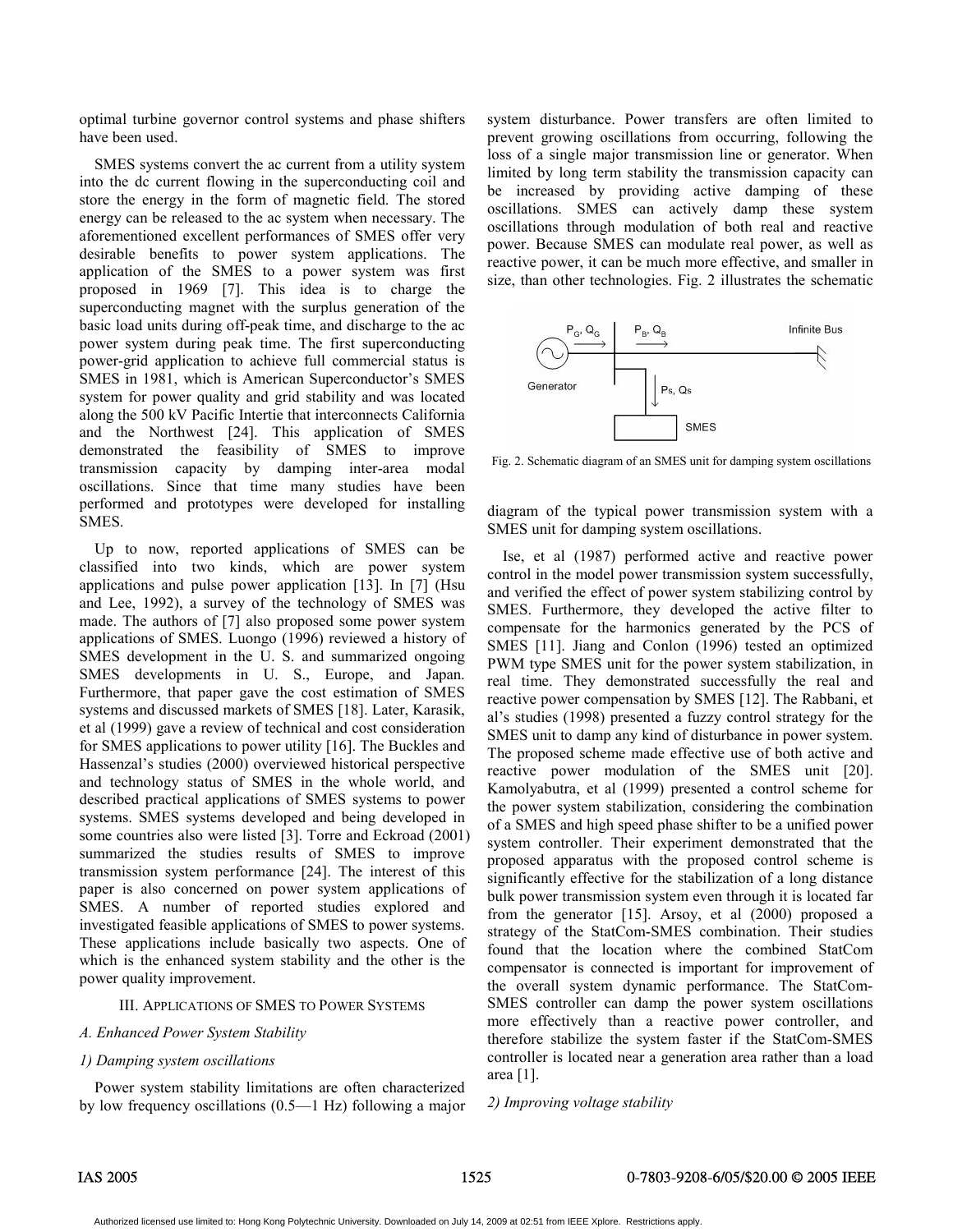optimal turbine governor control systems and phase shifters have been used.

SMES systems convert the ac current from a utility system into the dc current flowing in the superconducting coil and store the energy in the form of magnetic field. The stored energy can be released to the ac system when necessary. The aforementioned excellent performances of SMES offer very desirable benefits to power system applications. The application of the SMES to a power system was first proposed in 1969 [7]. This idea is to charge the superconducting magnet with the surplus generation of the basic load units during off-peak time, and discharge to the ac power system during peak time. The first superconducting power-grid application to achieve full commercial status is SMES in 1981, which is American Superconductor's SMES system for power quality and grid stability and was located along the 500 kV Pacific Intertie that interconnects California and the Northwest [24]. This application of SMES demonstrated the feasibility of SMES to improve transmission capacity by damping inter-area modal oscillations. Since that time many studies have been performed and prototypes were developed for installing SMES.

Up to now, reported applications of SMES can be classified into two kinds, which are power system applications and pulse power application [13]. In [7] (Hsu and Lee, 1992), a survey of the technology of SMES was made. The authors of [7] also proposed some power system applications of SMES. Luongo (1996) reviewed a history of SMES development in the U. S. and summarized ongoing SMES developments in U. S., Europe, and Japan. Furthermore, that paper gave the cost estimation of SMES systems and discussed markets of SMES [18]. Later, Karasik, et al (1999) gave a review of technical and cost consideration for SMES applications to power utility [16]. The Buckles and Hassenzal's studies (2000) overviewed historical perspective and technology status of SMES in the whole world, and described practical applications of SMES systems to power systems. SMES systems developed and being developed in some countries also were listed [3]. Torre and Eckroad (2001) summarized the studies results of SMES to improve transmission system performance [24]. The interest of this paper is also concerned on power system applications of SMES. A number of reported studies explored and investigated feasible applications of SMES to power systems. These applications include basically two aspects. One of which is the enhanced system stability and the other is the power quality improvement.

## III. Applications of SMES to Power Systems

### A. Enhanced Power System Stability

#### 1) Damping system oscillations

Power system stability limitations are often characterized by low frequency oscillations (0.5—1 Hz) following a major system disturbance. Power transfers are often limited to prevent growing oscillations from occurring, following the loss of a single major transmission line or generator. When limited by long term stability the transmission capacity can be increased by providing active damping of these oscillations. SMES can actively damp these system oscillations through modulation of both real and reactive power. Because SMES can modulate real power, as well as reactive power, it can be much more effective, and smaller in size, than other technologies. Fig. 2 illustrates the schematic diagram of the typical power transmission system with a SMES unit for damping system oscillations.

Fig. 2. Schematic diagram of an SMES unit for damping system oscillations

Ise, et al (1987) performed active and reactive power control in the model power transmission system successfully, and verified the effect of power system stabilizing control by SMES. Furthermore, they developed the active filter to compensate for the harmonics generated by the PCS of SMES [11]. Jiang and Conlon (1996) tested an optimized PWM type SMES unit for the power system stabilization, in real time. They demonstrated successfully the real and reactive power compensation by SMES [12]. The Rabbani, et al's studies (1998) presented a fuzzy control strategy for the SMES unit to damp any kind of disturbance in power system. The proposed scheme made effective use of both active and reactive power modulation of the SMES unit [20]. Kamolyabutra, et al (1999) presented a control scheme for the power system stabilization, considering the combination of a SMES and high speed phase shifter to be a unified power system controller. Their experiment demonstrated that the proposed apparatus with the proposed control scheme is significantly effective for the stabilization of a long distance bulk power transmission system even through it is located far from the generator [15]. Arsoy, et al (2000) proposed a strategy of the StatCom-SMES combination. Their studies found that the location where the combined StatCom compensator is connected is important for improvement of the overall system dynamic performance. The StatCom-SMES controller can damp the power system oscillations more effectively than a reactive power controller, and therefore stabilize the system faster if the StatCom-SMES controller is located near a generation area rather than a load area [1].

#### 2) Improving voltage stability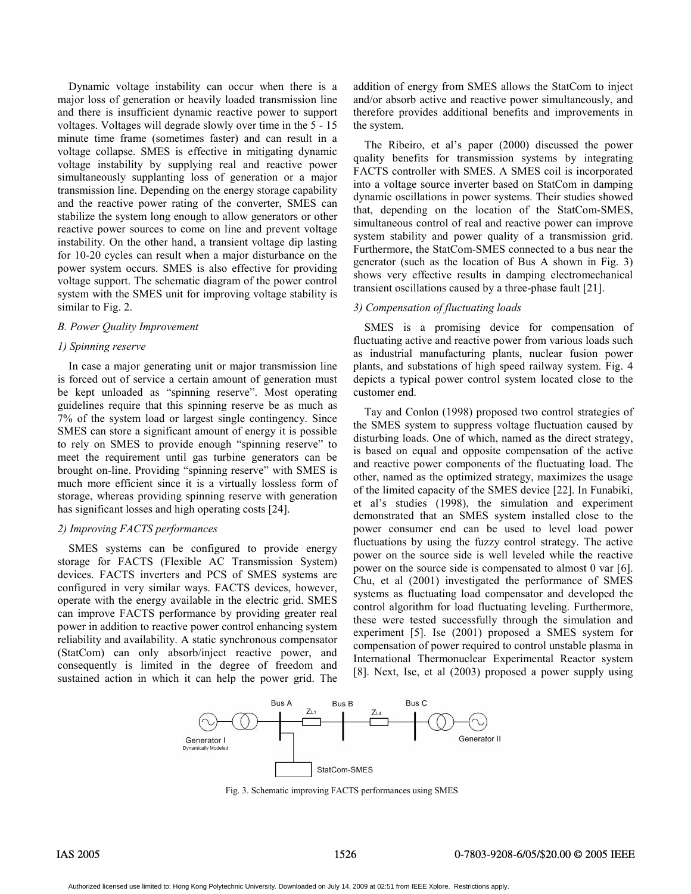Dynamic voltage instability can occur when there is a major loss of generation or heavily loaded transmission line and there is insufficient dynamic reactive power to support voltages. Voltages will degrade slowly over time in the 5 - 15 minute time frame (sometimes faster) and can result in a voltage collapse. SMES is effective in mitigating dynamic voltage instability by supplying real and reactive power simultaneously supplanting loss of generation or a major transmission line. Depending on the energy storage capability and the reactive power rating of the converter, SMES can stabilize the system long enough to allow generators or other reactive power sources to come on line and prevent voltage instability. On the other hand, a transient voltage dip lasting for 10-20 cycles can result when a major disturbance on the power system occurs. SMES is also effective for providing voltage support. The schematic diagram of the power control system with the SMES unit for improving voltage stability is similar to Fig. 2.

### B. Power Quality Improvement

#### 1) Spinning reserve

In case a major generating unit or major transmission line is forced out of service a certain amount of generation must be kept unloaded as "spinning reserve". Most operating guidelines require that this spinning reserve be as much as 7% of the system load or largest single contingency. Since SMES can store a significant amount of energy it is possible to rely on SMES to provide enough "spinning reserve" to meet the requirement until gas turbine generators can be brought on-line. Providing "spinning reserve" with SMES is much more efficient since it is a virtually lossless form of storage, whereas providing spinning reserve with generation has significant losses and high operating costs [24].

#### 2) Improving FACTS performances

SMES systems can be configured to provide energy storage for FACTS (Flexible AC Transmission System) devices. FACTS inverters and PCS of SMES systems are configured in very similar ways. FACTS devices, however, operate with the energy available in the electric grid. SMES can improve FACTS performance by providing greater real power in addition to reactive power control enhancing system reliability and availability. A static synchronous compensator (StatCom) can only absorb/inject reactive power, and consequently is limited in the degree of freedom and sustained action in which it can help the power grid. The addition of energy from SMES allows the StatCom to inject and/or absorb active and reactive power simultaneously, and therefore provides additional benefits and improvements in the system.

The Ribeiro, et al's paper (2000) discussed the power quality benefits for transmission systems by integrating FACTS controller with SMES. A SMES coil is incorporated into a voltage source inverter based on StatCom in damping dynamic oscillations in power systems. Their studies showed that, depending on the location of the StatCom-SMES, simultaneous control of real and reactive power can improve system stability and power quality of a transmission grid. Furthermore, the StatCom-SMES connected to a bus near the generator (such as the location of Bus A shown in Fig. 3) shows very effective results in damping electromechanical transient oscillations caused by a three-phase fault [21].

#### 3) Compensation of fluctuating loads

SMES is a promising device for compensation of fluctuating active and reactive power from various loads such as industrial manufacturing plants, nuclear fusion power plants, and substations of high speed railway system. Fig. 4 depicts a typical power control system located close to the customer end.

Tay and Conlon (1998) proposed two control strategies of the SMES system to suppress voltage fluctuation caused by disturbing loads. One of which, named as the direct strategy, is based on equal and opposite compensation of the active and reactive power components of the fluctuating load. The other, named as the optimized strategy, maximizes the usage of the limited capacity of the SMES device [22]. In Funabiki, et al's studies (1998), the simulation and experiment demonstrated that an SMES system installed close to the power consumer end can be used to level load power fluctuations by using the fuzzy control strategy. The active power on the source side is well leveled while the reactive power on the source side is compensated to almost 0 var [6]. Chu, et al (2001) investigated the performance of SMES systems as fluctuating load compensator and developed the control algorithm for load fluctuating leveling. Furthermore, these were tested successfully through the simulation and experiment [5]. Ise (2001) proposed a SMES system for compensation of power required to control unstable plasma in International Thermonuclear Experimental Reactor system [8]. Next, Ise, et al (2003) proposed a power supply using

Fig. 3. Schematic improving FACTS performances using SMES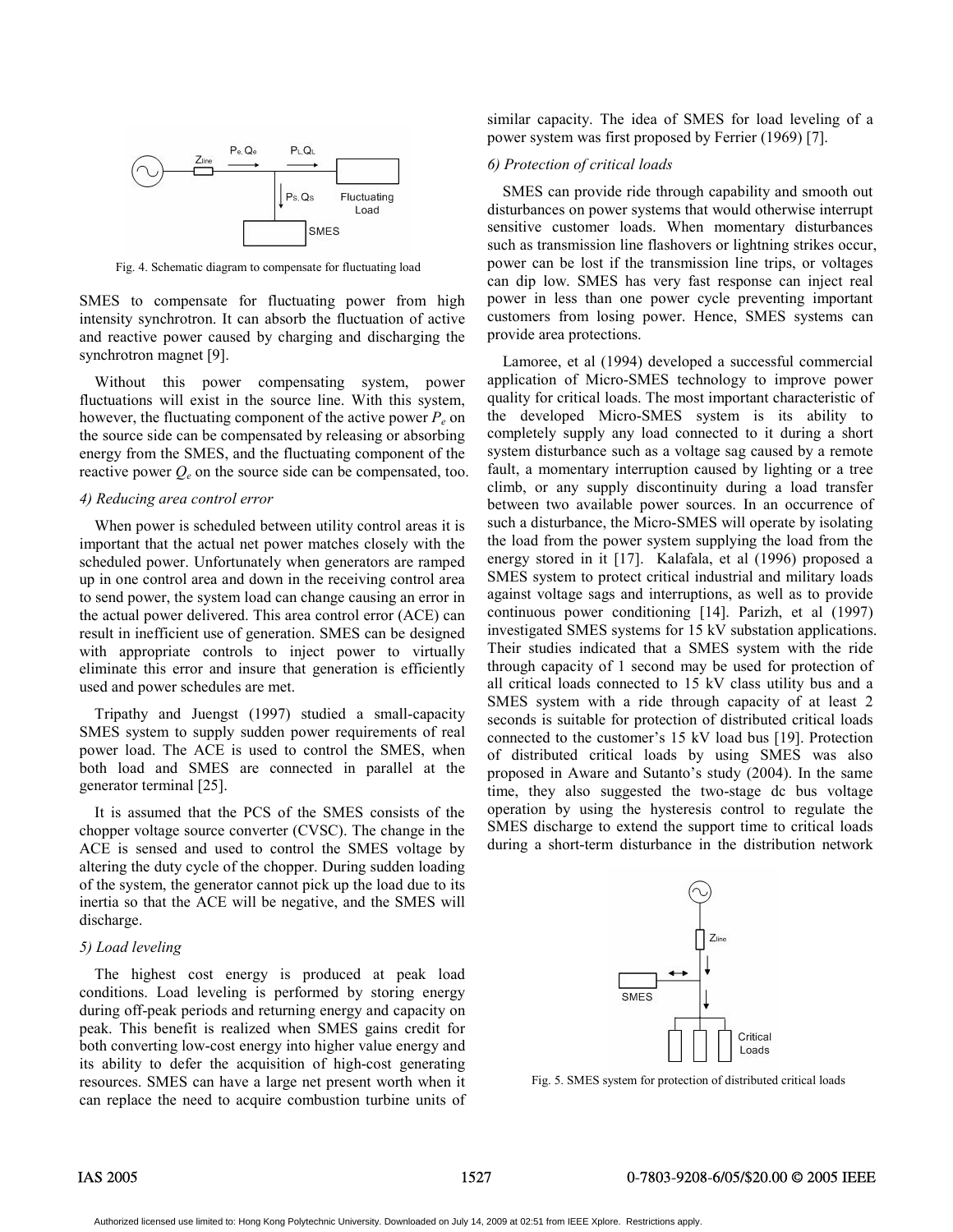Fig. 4. Schematic diagram to compensate for fluctuating load

SMES to compensate for fluctuating power from high intensity synchrotron. It can absorb the fluctuation of active and reactive power caused by charging and discharging the synchrotron magnet [9].

Without this power compensating system, power fluctuations will exist in the source line. With this system, however, the fluctuating component of the active power $P_e$ on the source side can be compensated by releasing or absorbing energy from the SMES, and the fluctuating component of the reactive power $Q_e$ on the source side can be compensated, too.

*4) Reducing area control error*

When power is scheduled between utility control areas it is important that the actual net power matches closely with the scheduled power. Unfortunately when generators are ramped up in one control area and down in the receiving control area to send power, the system load can change causing an error in the actual power delivered. This area control error (ACE) can result in inefficient use of generation. SMES can be designed with appropriate controls to inject power to virtually eliminate this error and insure that generation is efficiently used and power schedules are met.

Tripathy and Juengst (1997) studied a small-capacity SMES system to supply sudden power requirements of real power load. The ACE is used to control the SMES, when both load and SMES are connected in parallel at the generator terminal [25].

It is assumed that the PCS of the SMES consists of the chopper voltage source converter (CVSC). The change in the ACE is sensed and used to control the SMES voltage by altering the duty cycle of the chopper. During sudden loading of the system, the generator cannot pick up the load due to its inertia so that the ACE will be negative, and the SMES will discharge.

*5) Load leveling*

The highest cost energy is produced at peak load conditions. Load leveling is performed by storing energy during off-peak periods and returning energy and capacity on peak. This benefit is realized when SMES gains credit for both converting low-cost energy into higher value energy and its ability to defer the acquisition of high-cost generating resources. SMES can have a large net present worth when it can replace the need to acquire combustion turbine units of similar capacity. The idea of SMES for load leveling of a power system was first proposed by Ferrier (1969) [7].

*6) Protection of critical loads*

SMES can provide ride through capability and smooth out disturbances on power systems that would otherwise interrupt sensitive customer loads. When momentary disturbances such as transmission line flashovers or lightning strikes occur, power can be lost if the transmission line trips, or voltages can dip low. SMES has very fast response can inject real power in less than one power cycle preventing important customers from losing power. Hence, SMES systems can provide area protections.

Lamoree, et al (1994) developed a successful commercial application of Micro-SMES technology to improve power quality for critical loads. The most important characteristic of the developed Micro-SMES system is its ability to completely supply any load connected to it during a short system disturbance such as a voltage sag caused by a remote fault, a momentary interruption caused by lighting or a tree climb, or any supply discontinuity during a load transfer between two available power sources. In an occurrence of such a disturbance, the Micro-SMES will operate by isolating the load from the power system supplying the load from the energy stored in it [17]. Kalafala, et al (1996) proposed a SMES system to protect critical industrial and military loads against voltage sags and interruptions, as well as to provide continuous power conditioning [14]. Parizh, et al (1997) investigated SMES systems for 15 kV substation applications. Their studies indicated that a SMES system with the ride through capacity of 1 second may be used for protection of all critical loads connected to 15 kV class utility bus and a SMES system with a ride through capacity of at least 2 seconds is suitable for protection of distributed critical loads connected to the customer's 15 kV load bus [19]. Protection of distributed critical loads by using SMES was also proposed in Aware and Sutanto's study (2004). In the same time, they also suggested the two-stage dc bus voltage operation by using the hysteresis control to regulate the SMES discharge to extend the support time to critical loads during a short-term disturbance in the distribution network

Fig. 5. SMES system for protection of distributed critical loads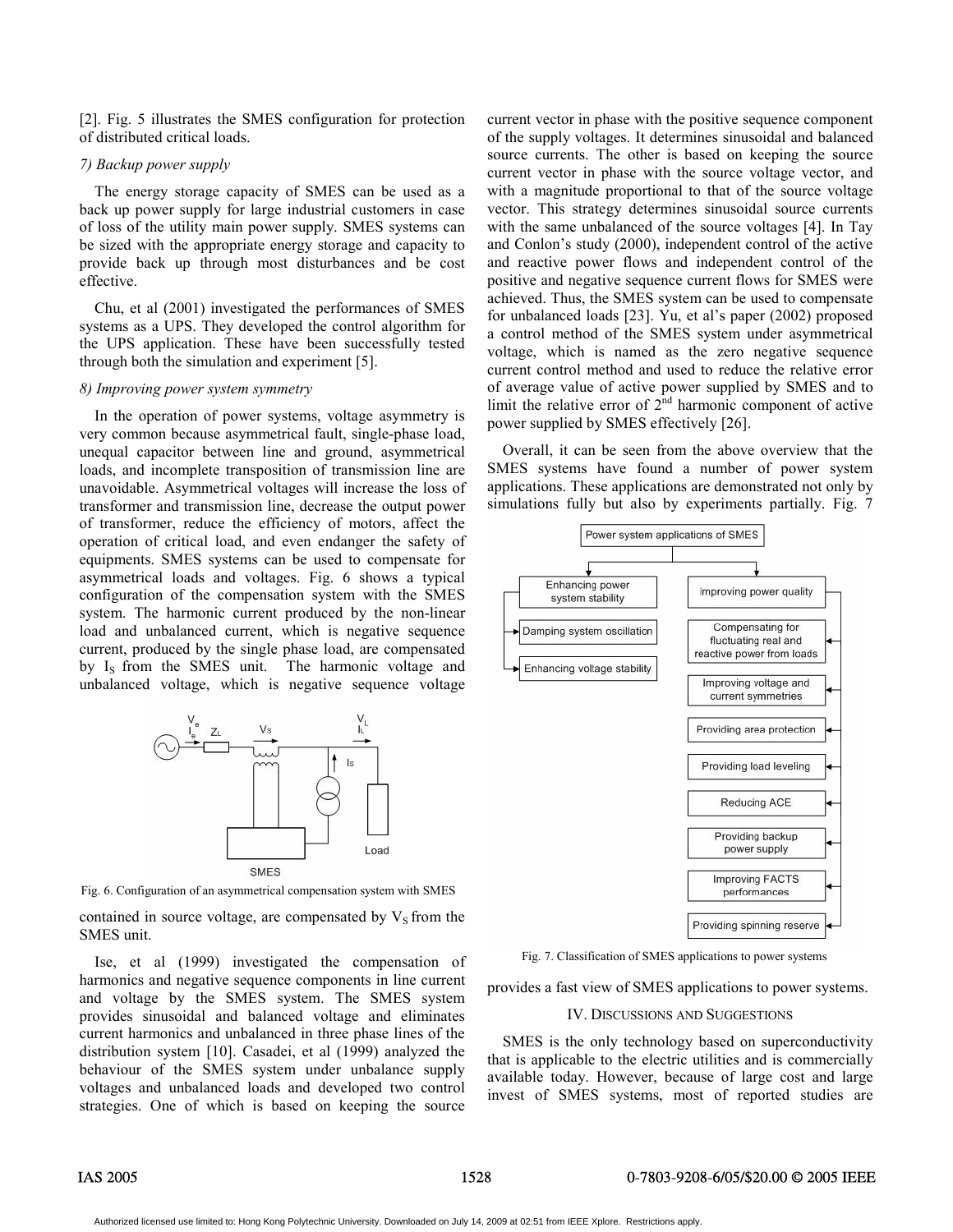[2]. Fig. 5 illustrates the SMES configuration for protection of distributed critical loads.

*7) Backup power supply*

The energy storage capacity of SMES can be used as a back up power supply for large industrial customers in case of loss of the utility main power supply. SMES systems can be sized with the appropriate energy storage and capacity to provide back up through most disturbances and be cost effective.

Chu, et al (2001) investigated the performances of SMES systems as a UPS. They developed the control algorithm for the UPS application. These have been successfully tested through both the simulation and experiment [5].

*8) Improving power system symmetry*

In the operation of power systems, voltage asymmetry is very common because asymmetrical fault, single-phase load, unequal capacitor between line and ground, asymmetrical loads, and incomplete transposition of transmission line are unavoidable. Asymmetrical voltages will increase the loss of transformer and transmission line, decrease the output power of transformer, reduce the efficiency of motors, affect the operation of critical load, and even endanger the safety of equipments. SMES systems can be used to compensate for asymmetrical loads and voltages. Fig. 6 shows a typical configuration of the compensation system with the SMES system. The harmonic current produced by the non-linear load and unbalanced current, which is negative sequence current, produced by the single phase load, are compensated by $I_S$ from the SMES unit. The harmonic voltage and unbalanced voltage, which is negative sequence voltage contained in source voltage, are compensated by $V_S$ from the SMES unit.

Fig. 6. Configuration of an asymmetrical compensation system with SMES

Ise, et al (1999) investigated the compensation of harmonics and negative sequence components in line current and voltage by the SMES system. The SMES system provides sinusoidal and balanced voltage and eliminates current harmonics and unbalanced in three phase lines of the distribution system [10]. Casadei, et al (1999) analyzed the behaviour of the SMES system under unbalance supply voltages and unbalanced loads and developed two control strategies. One of which is based on keeping the source current vector in phase with the positive sequence component of the supply voltages. It determines sinusoidal and balanced source currents. The other is based on keeping the source current vector in phase with the source voltage vector, and with a magnitude proportional to that of the source voltage vector. This strategy determines sinusoidal source currents with the same unbalanced of the source voltages [4]. In Tay and Conlon's study (2000), independent control of the active and reactive power flows and independent control of the positive and negative sequence current flows for SMES were achieved. Thus, the SMES system can be used to compensate for unbalanced loads [23]. Yu, et al's paper (2002) proposed a control method of the SMES system under asymmetrical voltage, which is named as the zero negative sequence current control method and used to reduce the relative error of average value of active power supplied by SMES and to limit the relative error of 2[nd] harmonic component of active power supplied by SMES effectively [26].

Overall, it can be seen from the above overview that the SMES systems have found a number of power system applications. These applications are demonstrated not only by simulations fully but also by experiments partially. Fig. 7 provides a fast view of SMES applications to power systems.

Fig. 7. Classification of SMES applications to power systems

## IV. Discussions and Suggestions

SMES is the only technology based on superconductivity that is applicable to the electric utilities and is commercially available today. However, because of large cost and large invest of SMES systems, most of reported studies are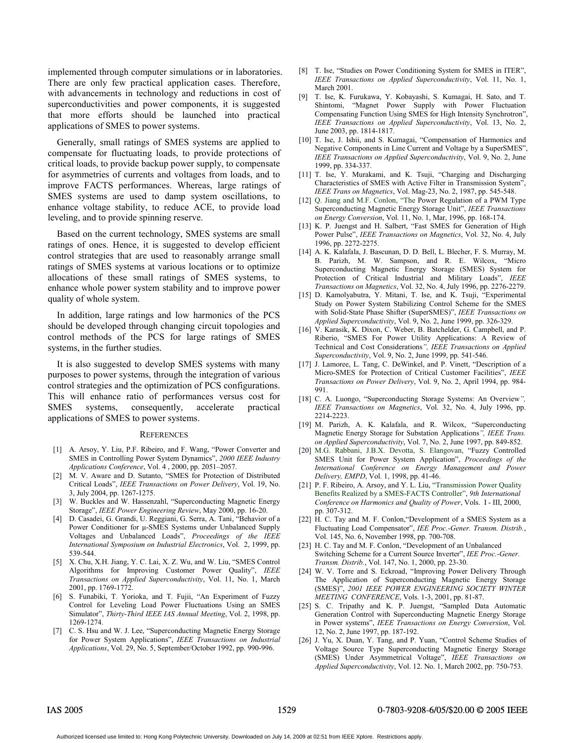implemented through computer simulations or in laboratories. There are only few practical application cases. Therefore, with advancements in technology and reductions in cost of superconductivities and power components, it is suggested that more efforts should be launched into practical applications of SMES to power systems.

Generally, small ratings of SMES systems are applied to compensate for fluctuating loads, to provide protections of critical loads, to provide backup power supply, to compensate for asymmetries of currents and voltages from loads, and to improve FACTS performances. Whereas, large ratings of SMES systems are used to damp system oscillations, to enhance voltage stability, to reduce ACE, to provide load leveling, and to provide spinning reserve.

Based on the current technology, SMES systems are small ratings of ones. Hence, it is suggested to develop efficient control strategies that are used to reasonably arrange small ratings of SMES systems at various locations or to optimize allocations of these small ratings of SMES systems, to enhance whole power system stability and to improve power quality of whole system.

In addition, large ratings and low harmonics of the PCS should be developed through changing circuit topologies and control methods of the PCS for large ratings of SMES systems, in the further studies.

It is also suggested to develop SMES systems with many purposes to power systems, through the integration of various control strategies and the optimization of PCS configurations. This will enhance ratio of performances versus cost for SMES systems, consequently, accelerate practical applications of SMES to power systems.

## References

[1] A. Arsoy, Y. Liu, P.F. Ribeiro, and F. Wang, "Power Converter and SMES in Controlling Power System Dynamics", *2000 IEEE Industry Applications Conference*, Vol. 4 , 2000, pp. 2051–2057.

[2] M. V. Aware and D. Sutanto, "SMES for Protection of Distributed Critical Loads", *IEEE Transactions on Power Delivery*, Vol. 19, No. 3, July 2004, pp. 1267-1275.

[3] W. Buckles and W. Hassenzahl, "Superconducting Magnetic Energy Storage", *IEEE Power Engineering Review*, May 2000, pp. 16-20.

[4] D. Casadei, G. Grandi, U. Reggiani, G. Serra, A. Tani, "Behavior of a Power Conditioner for μ-SMES Systems under Unbalanced Supply Voltages and Unbalanced Loads", *Proceedings of the IEEE International Symposium on Industrial Electronics*, Vol. 2, 1999, pp. 539-544.

[5] X. Chu, X.H. Jiang, Y. C. Lai, X. Z. Wu, and W. Liu, "SMES Control Algorithms for Improving Customer Power Quality", *IEEE Transactions on Applied Superconductivity*, Vol. 11, No. 1, March 2001, pp. 1769-1772.

[6] S. Funabiki, T. Yorioka, and T. Fujii, "An Experiment of Fuzzy Control for Leveling Load Power Fluctuations Using an SMES Simulator", *Thirty-Third IEEE IAS Annual Meeting*, Vol. 2, 1998, pp. 1269-1274.

[7] C. S. Hsu and W. J. Lee, "Superconducting Magnetic Energy Storage for Power System Applications", *IEEE Transactions on Industrial Applications*, Vol. 29, No. 5, September/October 1992, pp. 990-996.

[8] T. Ise, "Studies on Power Conditioning System for SMES in ITER", *IEEE Transactions on Applied Superconductivity*, Vol. 11, No. 1, March 2001.

[9] T. Ise, K. Furukawa, Y. Kobayashi, S. Kumagai, H. Sato, and T. Shintomi, "Magnet Power Supply with Power Fluctuation Compensating Function Using SMES for High Intensity Synchrotron", *IEEE Transactions on Applied Superconductivity*, Vol. 13, No. 2, June 2003, pp. 1814-1817.

[10] T. Ise, J. Ishii, and S. Kumagai, "Compensation of Harmonics and Negative Components in Line Current and Voltage by a SuperSMES", *IEEE Transactions on Applied Superconductivity*, Vol. 9, No. 2, June 1999, pp. 334-337.

[11] T. Ise, Y. Murakami, and K. Tsuji, "Charging and Discharging Characteristics of SMES with Active Filter in Transmission System", *IEEE Trans on Magnetics*, Vol. Mag-23, No. 2, 1987, pp. 545-548.

[12] Q. Jiang and M.F. Conlon, "The Power Regulation of a PWM Type Superconducting Magnetic Energy Storage Unit", *IEEE Transactions on Energy Conversion*, Vol. 11, No. 1, Mar, 1996, pp. 168-174.

[13] K. P. Juengst and H. Salbert, "Fast SMES for Generation of High Power Pulse", *IEEE Transactions on Magnetics*, Vol. 32, No. 4, July 1996, pp. 2272-2275.

[14] A. K. Kalafala, J. Bascunan, D. D. Bell, L. Blecher, F. S. Murray, M. B. Parizh, M. W. Sampson, and R. E. Wilcox, "Micro Superconducting Magnetic Energy Storage (SMES) System for Protection of Critical Industrial and Military Loads", *IEEE Transactions on Magnetics*, Vol. 32, No. 4, July 1996, pp. 2276-2279.

[15] D. Kamolyabutra, Y. Mitani, T. Ise, and K. Tsuji, "Experimental Study on Power System Stabilizing Control Scheme for the SMES with Solid-State Phase Shifter (SuperSMES)", *IEEE Transactions on Applied Superconductivity*, Vol. 9, No. 2, June 1999, pp. 326-329.

[16] V. Karasik, K. Dixon, C. Weber, B. Batchelder, G. Campbell, and P. Riberio, "SMES For Power Utility Applications: A Review of Technical and Cost Considerations", *IEEE Transactions on Applied Superconductivity*, Vol. 9, No. 2, June 1999, pp. 541-546.

[17] J. Lamoree, L. Tang, C. DeWinkel, and P. Vinett, "Description of a Micro-SMES for Protection of Critical Customer Facilities", *IEEE Transactions on Power Delivery*, Vol. 9, No. 2, April 1994, pp. 984-991.

[18] C. A. Luongo, "Superconducting Storage Systems: An Overview", *IEEE Transactions on Magnetics*, Vol. 32, No. 4, July 1996, pp. 2214-2223.

[19] M. Parizh, A. K. Kalafala, and R. Wilcox, "Superconducting Magnetic Energy Storage for Substation Applications", *IEEE Trans. on Applied Superconductivity*, Vol. 7, No. 2, June 1997, pp. 849-852.

[20] M.G. Rabbani, J.B.X. Devotta, S. Elangovan, "Fuzzy Controlled SMES Unit for Power System Application", *Proceedings of the International Conference on Energy Management and Power Delivery, EMPD*, Vol. 1, 1998, pp. 41-46.

[21] P. F. Ribeiro, A. Arsoy, and Y. L. Liu, "Transmission Power Quality Benefits Realized by a SMES-FACTS Controller", *9th International Conference on Harmonics and Quality of Power*, Vols. I - III, 2000, pp. 307-312.

[22] H. C. Tay and M. F. Conlon,"Development of a SMES System as a Fluctuating Load Compensator", *IEE Proc.-Gener. Transm. Distrib.*, Vol. 145, No. 6, November 1998, pp. 700-708.

[23] H. C. Tay and M. F. Conlon, "Development of an Unbalanced Switching Scheme for a Current Source Inverter", *IEE Proc.-Gener. Transm. Distrib.*, Vol. 147, No. 1, 2000, pp. 23-30.

[24] W. V. Torre and S. Eckroad, "Improving Power Delivery Through The Application of Superconducting Magnetic Energy Storage (SMES)", *2001 IEEE POWER ENGINEERING SOCIETY WINTER MEETING CONFERENCE*, Vols. 1-3, 2001, pp. 81-87.

[25] S. C. Tripathy and K. P. Juengst, "Sampled Data Automatic Generation Control with Superconducting Magnetic Energy Storage in Power systems", *IEEE Transactions on Energy Conversion*, Vol. 12, No. 2, June 1997, pp. 187-192.

[26] J. Yu, X. Duan, Y. Tang, and P. Yuan, "Control Scheme Studies of Voltage Source Type Superconducting Magnetic Energy Storage (SMES) Under Asymmetrical Voltage", *IEEE Transactions on Applied Superconductivity*, Vol. 12. No. 1, March 2002, pp. 750-753.